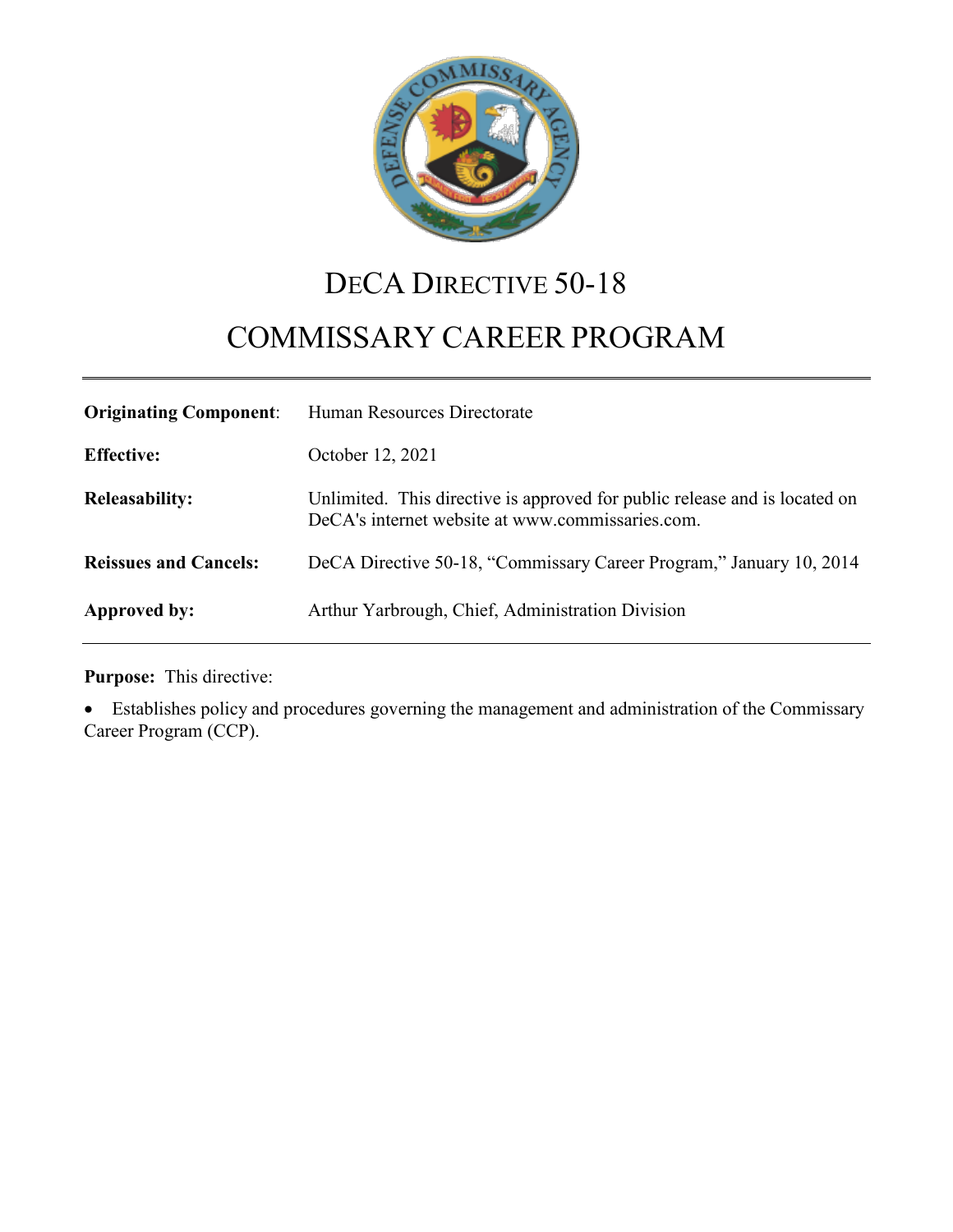# DeCA Directive 50-18

# COMMISSARY CAREER PROGRAM

| | |
|---|---|
| **Originating Component**: | Human Resources Directorate |
| **Effective:** | October 12, 2021 |
| **Releasability:** | Unlimited. This directive is approved for public release and is located on DeCA's internet website at www.commissaries.com. |
| **Reissues and Cancels:** | DeCA Directive 50-18, "Commissary Career Program," January 10, 2014 |
| **Approved by:** | Arthur Yarbrough, Chief, Administration Division |

**Purpose:** This directive:

- Establishes policy and procedures governing the management and administration of the Commissary Career Program (CCP).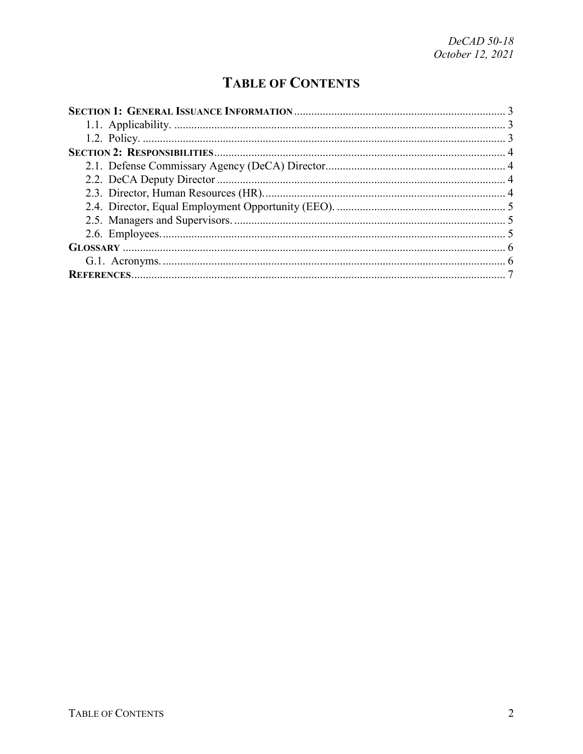# TABLE OF CONTENTS

**SECTION 1: GENERAL ISSUANCE INFORMATION** ........................................................................ 3
 1.1. Applicability. .................................................................................................... 3
 1.2. Policy. ............................................................................................................... 3
**SECTION 2: RESPONSIBILITIES** ...................................................................................... 4
 2.1. Defense Commissary Agency (DeCA) Director. ............................................................. 4
 2.2. DeCA Deputy Director .................................................................................... 4
 2.3. Director, Human Resources (HR). .................................................................... 4
 2.4. Director, Equal Employment Opportunity (EEO). ........................................................ 5
 2.5. Managers and Supervisors. ............................................................................... 5
 2.6. Employees. ....................................................................................................... 5
**GLOSSARY** ........................................................................................................................ 6
 G.1. Acronyms. ....................................................................................................... 6
**REFERENCES** .................................................................................................................... 7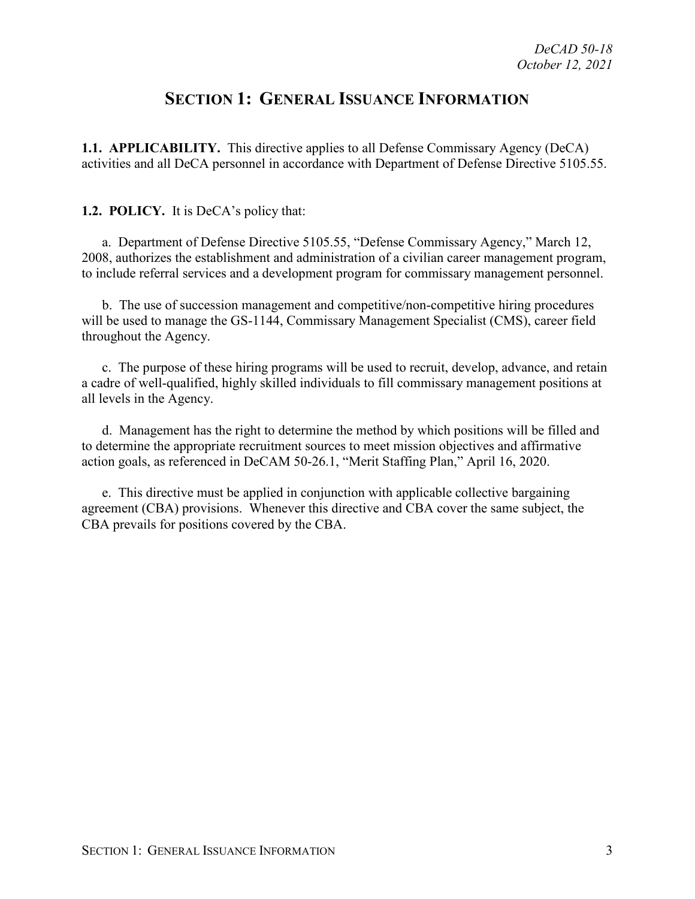# SECTION 1: GENERAL ISSUANCE INFORMATION

**1.1. APPLICABILITY.** This directive applies to all Defense Commissary Agency (DeCA) activities and all DeCA personnel in accordance with Department of Defense Directive 5105.55.

**1.2. POLICY.** It is DeCA's policy that:

a. Department of Defense Directive 5105.55, "Defense Commissary Agency," March 12, 2008, authorizes the establishment and administration of a civilian career management program, to include referral services and a development program for commissary management personnel.

b. The use of succession management and competitive/non-competitive hiring procedures will be used to manage the GS-1144, Commissary Management Specialist (CMS), career field throughout the Agency.

c. The purpose of these hiring programs will be used to recruit, develop, advance, and retain a cadre of well-qualified, highly skilled individuals to fill commissary management positions at all levels in the Agency.

d. Management has the right to determine the method by which positions will be filled and to determine the appropriate recruitment sources to meet mission objectives and affirmative action goals, as referenced in DeCAM 50-26.1, "Merit Staffing Plan," April 16, 2020.

e. This directive must be applied in conjunction with applicable collective bargaining agreement (CBA) provisions. Whenever this directive and CBA cover the same subject, the CBA prevails for positions covered by the CBA.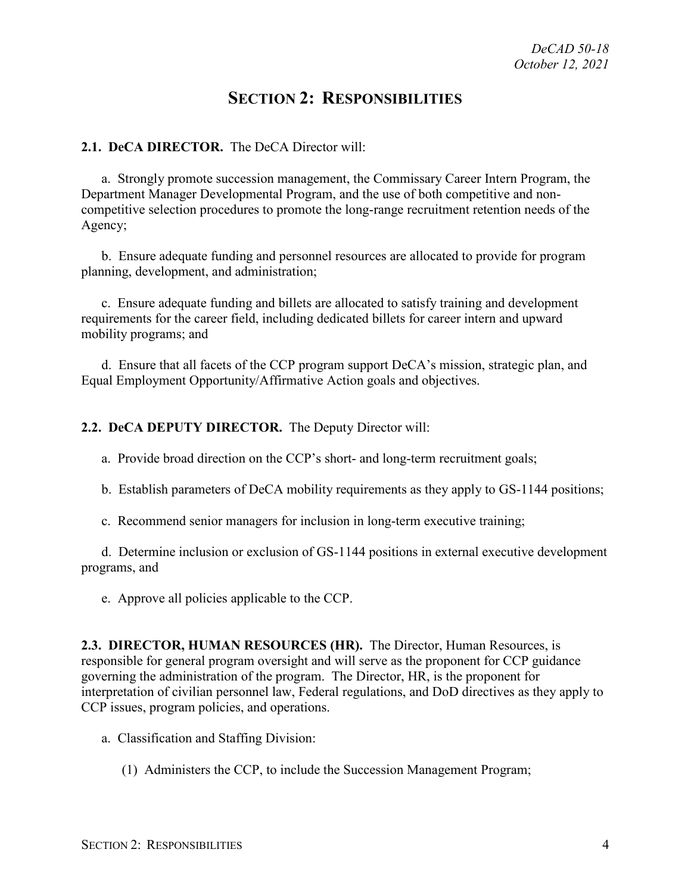# SECTION 2: RESPONSIBILITIES

**2.1. DeCA DIRECTOR.** The DeCA Director will:

a. Strongly promote succession management, the Commissary Career Intern Program, the Department Manager Developmental Program, and the use of both competitive and non-competitive selection procedures to promote the long-range recruitment retention needs of the Agency;

b. Ensure adequate funding and personnel resources are allocated to provide for program planning, development, and administration;

c. Ensure adequate funding and billets are allocated to satisfy training and development requirements for the career field, including dedicated billets for career intern and upward mobility programs; and

d. Ensure that all facets of the CCP program support DeCA's mission, strategic plan, and Equal Employment Opportunity/Affirmative Action goals and objectives.

**2.2. DeCA DEPUTY DIRECTOR.** The Deputy Director will:

a. Provide broad direction on the CCP's short- and long-term recruitment goals;

b. Establish parameters of DeCA mobility requirements as they apply to GS-1144 positions;

c. Recommend senior managers for inclusion in long-term executive training;

d. Determine inclusion or exclusion of GS-1144 positions in external executive development programs, and

e. Approve all policies applicable to the CCP.

**2.3. DIRECTOR, HUMAN RESOURCES (HR).** The Director, Human Resources, is responsible for general program oversight and will serve as the proponent for CCP guidance governing the administration of the program. The Director, HR, is the proponent for interpretation of civilian personnel law, Federal regulations, and DoD directives as they apply to CCP issues, program policies, and operations.

a. Classification and Staffing Division:

(1) Administers the CCP, to include the Succession Management Program;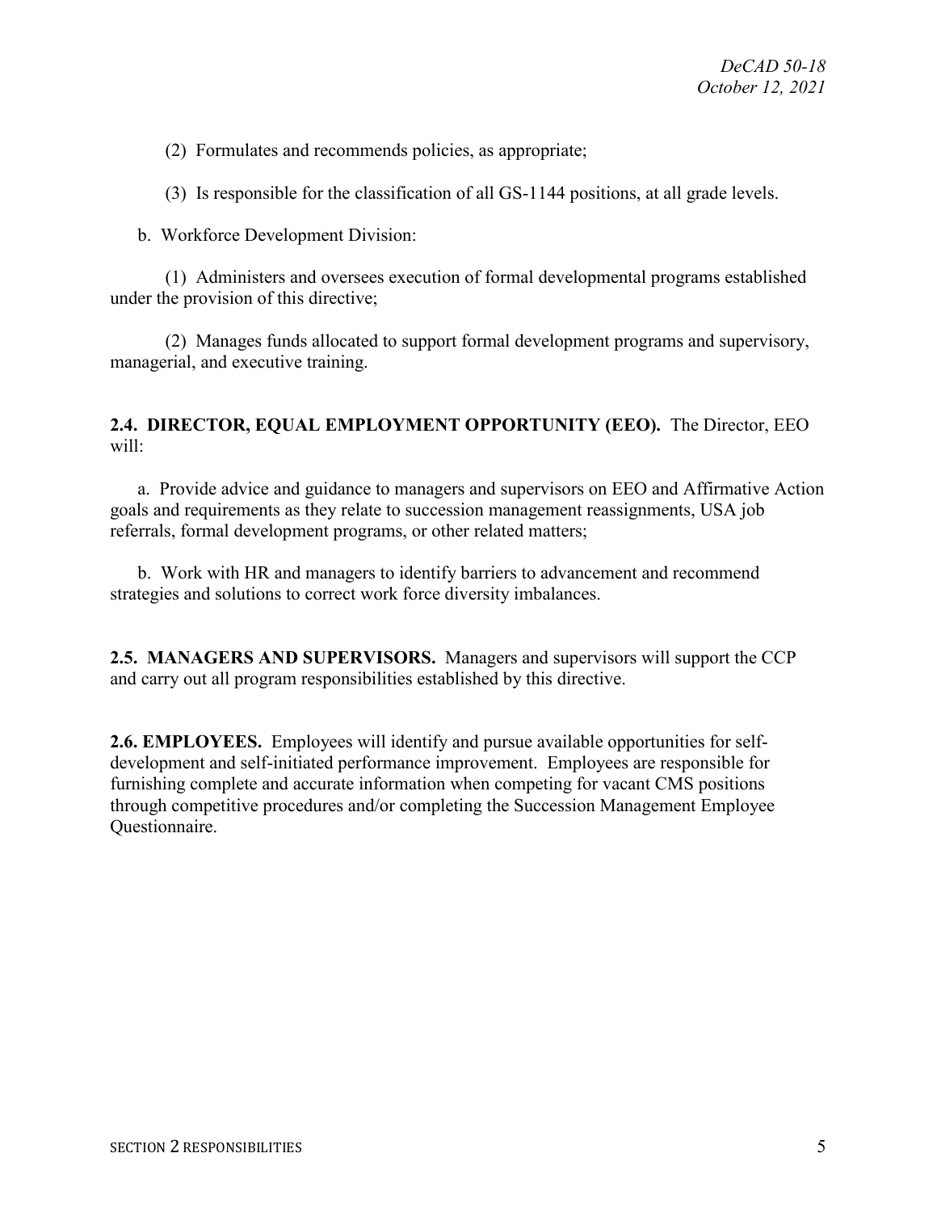(2) Formulates and recommends policies, as appropriate;

(3) Is responsible for the classification of all GS-1144 positions, at all grade levels.

b. Workforce Development Division:

(1) Administers and oversees execution of formal developmental programs established under the provision of this directive;

(2) Manages funds allocated to support formal development programs and supervisory, managerial, and executive training.

**2.4. DIRECTOR, EQUAL EMPLOYMENT OPPORTUNITY (EEO).** The Director, EEO will:

a. Provide advice and guidance to managers and supervisors on EEO and Affirmative Action goals and requirements as they relate to succession management reassignments, USA job referrals, formal development programs, or other related matters;

b. Work with HR and managers to identify barriers to advancement and recommend strategies and solutions to correct work force diversity imbalances.

**2.5. MANAGERS AND SUPERVISORS.** Managers and supervisors will support the CCP and carry out all program responsibilities established by this directive.

**2.6. EMPLOYEES.** Employees will identify and pursue available opportunities for self-development and self-initiated performance improvement. Employees are responsible for furnishing complete and accurate information when competing for vacant CMS positions through competitive procedures and/or completing the Succession Management Employee Questionnaire.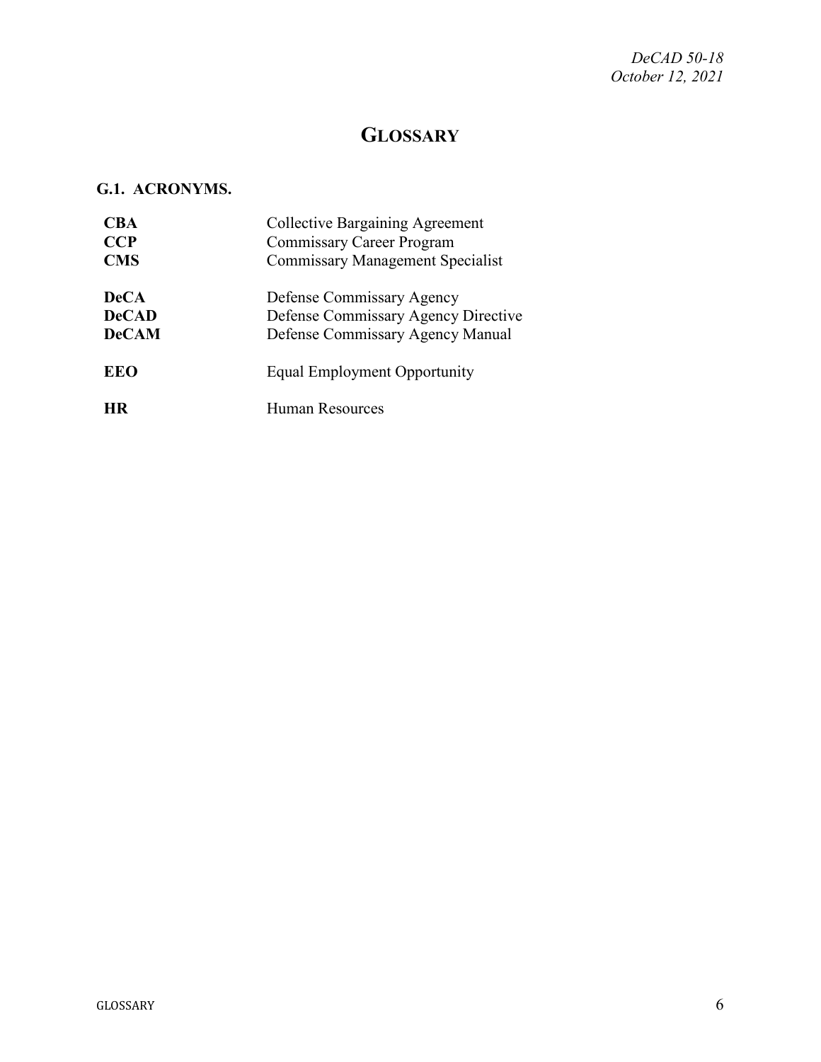# GLOSSARY

## G.1. ACRONYMS.

| | |
|---|---|
| **CBA** | Collective Bargaining Agreement |
| **CCP** | Commissary Career Program |
| **CMS** | Commissary Management Specialist |
| **DeCA** | Defense Commissary Agency |
| **DeCAD** | Defense Commissary Agency Directive |
| **DeCAM** | Defense Commissary Agency Manual |
| **EEO** | Equal Employment Opportunity |
| **HR** | Human Resources |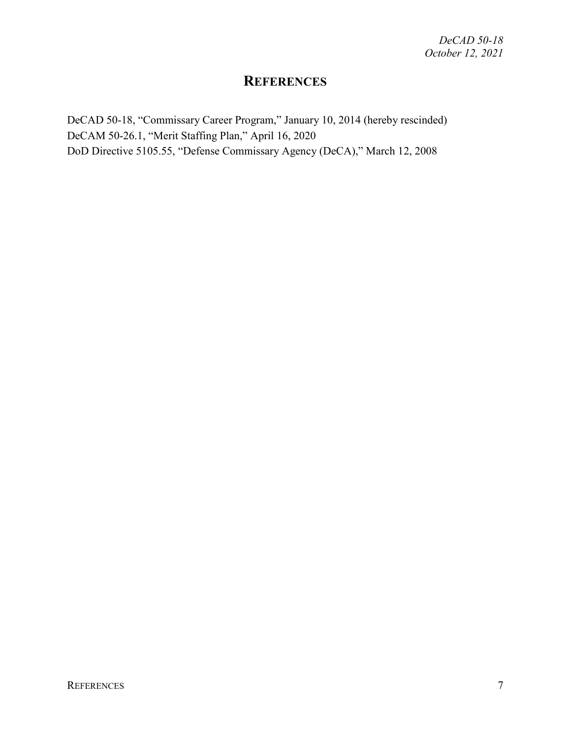# REFERENCES

DeCAD 50-18, "Commissary Career Program," January 10, 2014 (hereby rescinded)
DeCAM 50-26.1, "Merit Staffing Plan," April 16, 2020
DoD Directive 5105.55, "Defense Commissary Agency (DeCA)," March 12, 2008